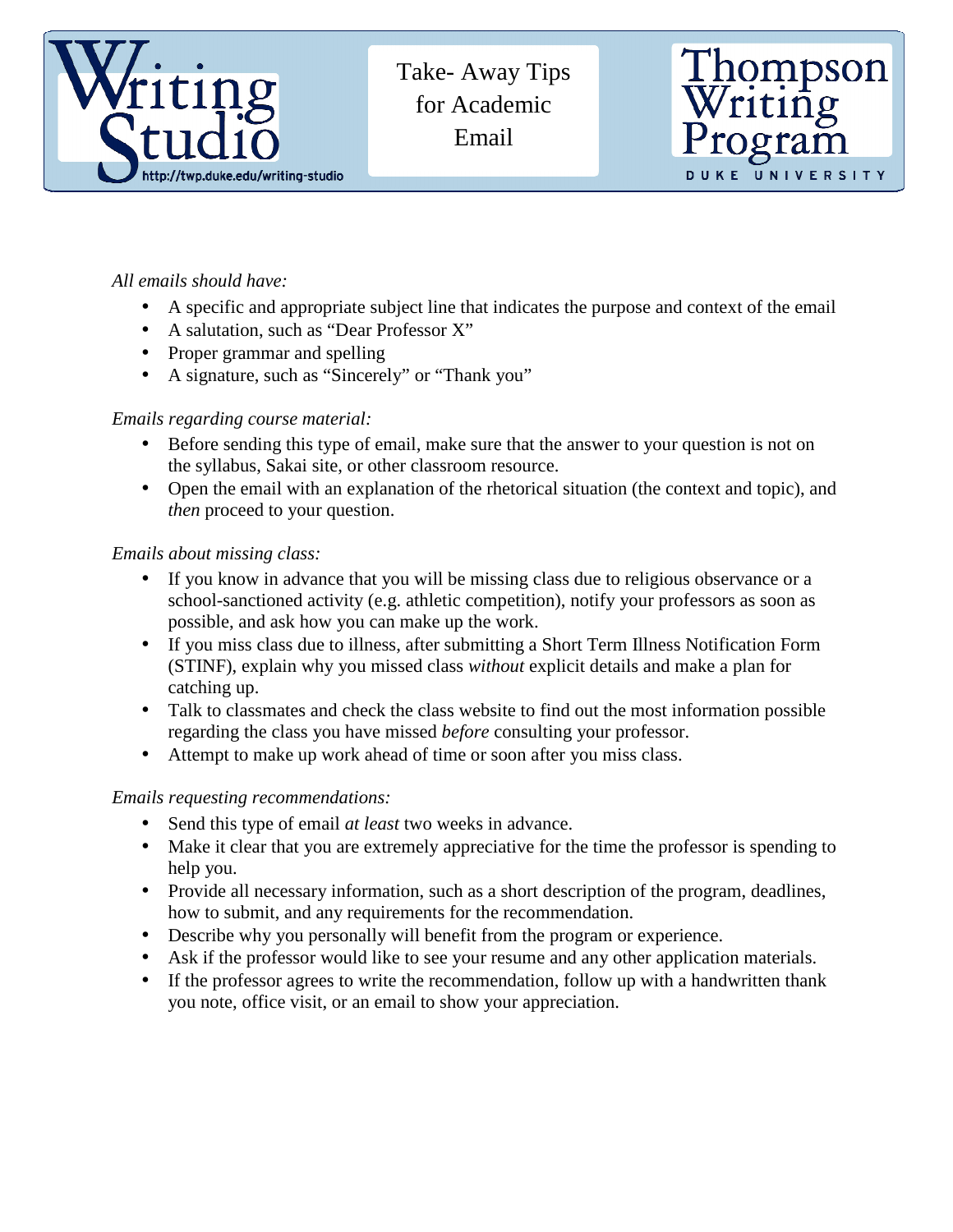Writing Studio
http://twp.duke.edu/writing-studio

# Take- Away Tips for Academic Email

Thompson Writing Program
DUKE UNIVERSITY

*All emails should have:*

- A specific and appropriate subject line that indicates the purpose and context of the email
- A salutation, such as "Dear Professor X"
- Proper grammar and spelling
- A signature, such as "Sincerely" or "Thank you"

*Emails regarding course material:*

- Before sending this type of email, make sure that the answer to your question is not on the syllabus, Sakai site, or other classroom resource.
- Open the email with an explanation of the rhetorical situation (the context and topic), and *then* proceed to your question.

*Emails about missing class:*

- If you know in advance that you will be missing class due to religious observance or a school-sanctioned activity (e.g. athletic competition), notify your professors as soon as possible, and ask how you can make up the work.
- If you miss class due to illness, after submitting a Short Term Illness Notification Form (STINF), explain why you missed class *without* explicit details and make a plan for catching up.
- Talk to classmates and check the class website to find out the most information possible regarding the class you have missed *before* consulting your professor.
- Attempt to make up work ahead of time or soon after you miss class.

*Emails requesting recommendations:*

- Send this type of email *at least* two weeks in advance.
- Make it clear that you are extremely appreciative for the time the professor is spending to help you.
- Provide all necessary information, such as a short description of the program, deadlines, how to submit, and any requirements for the recommendation.
- Describe why you personally will benefit from the program or experience.
- Ask if the professor would like to see your resume and any other application materials.
- If the professor agrees to write the recommendation, follow up with a handwritten thank you note, office visit, or an email to show your appreciation.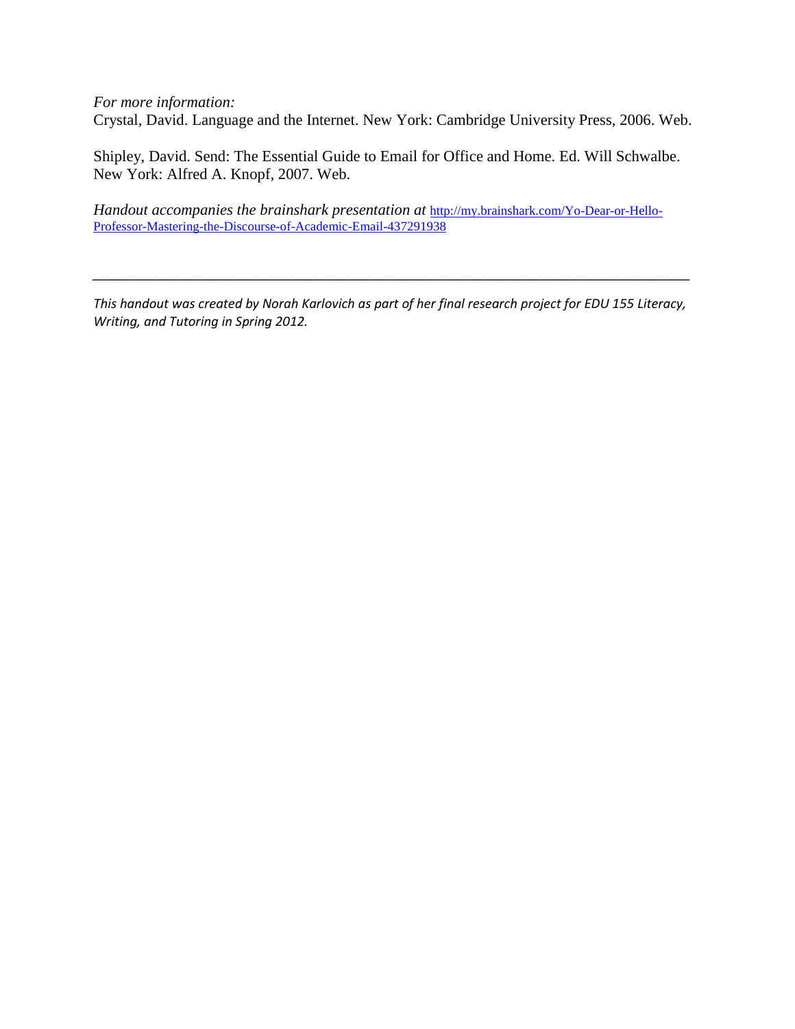*For more information:*

Crystal, David. Language and the Internet. New York: Cambridge University Press, 2006. Web.

Shipley, David. Send: The Essential Guide to Email for Office and Home. Ed. Will Schwalbe. New York: Alfred A. Knopf, 2007. Web.

*Handout accompanies the brainshark presentation at* [http://my.brainshark.com/Yo-Dear-or-Hello-Professor-Mastering-the-Discourse-of-Academic-Email-437291938](http://my.brainshark.com/Yo-Dear-or-Hello-Professor-Mastering-the-Discourse-of-Academic-Email-437291938)

---

*This handout was created by Norah Karlovich as part of her final research project for EDU 155 Literacy, Writing, and Tutoring in Spring 2012.*